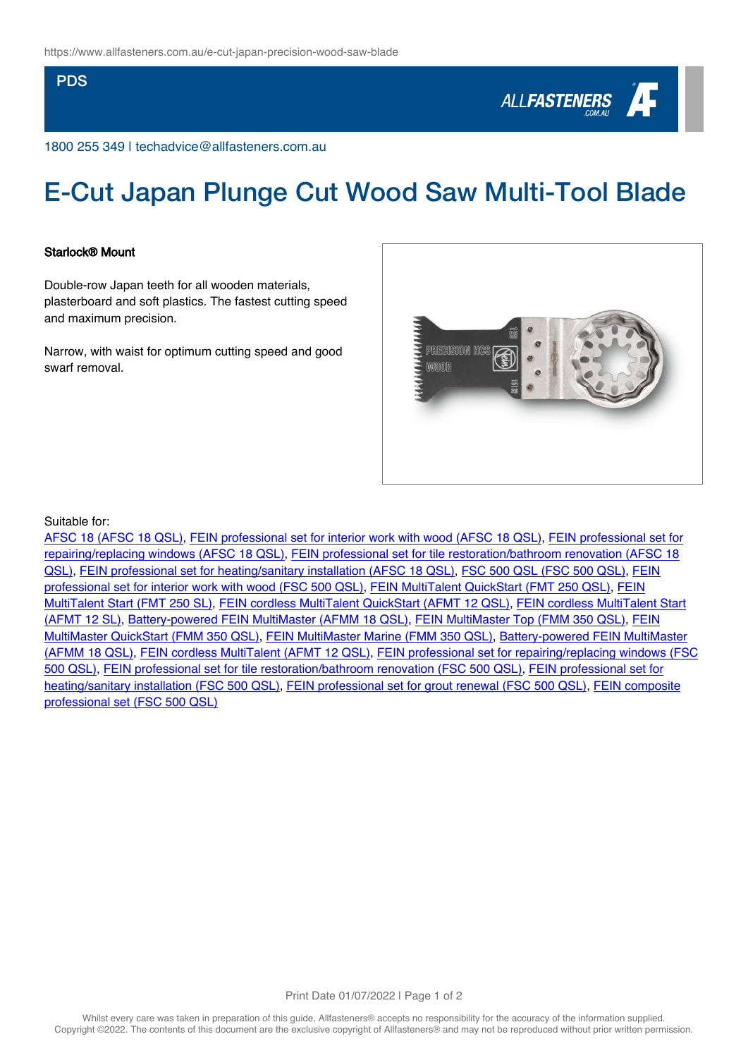https://www.allfasteners.com.au/e-cut-japan-precision-wood-saw-blade

PDS

1800 255 349 | techadvice@allfasteners.com.au

# E-Cut Japan Plunge Cut Wood Saw Multi-Tool Blade

**Starlock® Mount**

Double-row Japan teeth for all wooden materials, plasterboard and soft plastics. The fastest cutting speed and maximum precision.

Narrow, with waist for optimum cutting speed and good swarf removal.

Suitable for:

AFSC 18 (AFSC 18 QSL), FEIN professional set for interior work with wood (AFSC 18 QSL), FEIN professional set for repairing/replacing windows (AFSC 18 QSL), FEIN professional set for tile restoration/bathroom renovation (AFSC 18 QSL), FEIN professional set for heating/sanitary installation (AFSC 18 QSL), FSC 500 QSL (FSC 500 QSL), FEIN professional set for interior work with wood (FSC 500 QSL), FEIN MultiTalent QuickStart (FMT 250 QSL), FEIN MultiTalent Start (FMT 250 SL), FEIN cordless MultiTalent QuickStart (AFMT 12 QSL), FEIN cordless MultiTalent Start (AFMT 12 SL), Battery-powered FEIN MultiMaster (AFMM 18 QSL), FEIN MultiMaster Top (FMM 350 QSL), FEIN MultiMaster QuickStart (FMM 350 QSL), FEIN MultiMaster Marine (FMM 350 QSL), Battery-powered FEIN MultiMaster (AFMM 18 QSL), FEIN cordless MultiTalent (AFMT 12 QSL), FEIN professional set for repairing/replacing windows (FSC 500 QSL), FEIN professional set for tile restoration/bathroom renovation (FSC 500 QSL), FEIN professional set for heating/sanitary installation (FSC 500 QSL), FEIN professional set for grout renewal (FSC 500 QSL), FEIN composite professional set (FSC 500 QSL)

Print Date 01/07/2022

Whilst every care was taken in preparation of this guide, Allfasteners® accepts no responsibility for the accuracy of the information supplied. Copyright ©2022. The contents of this document are the exclusive copyright of Allfasteners® and may not be reproduced without prior written permission.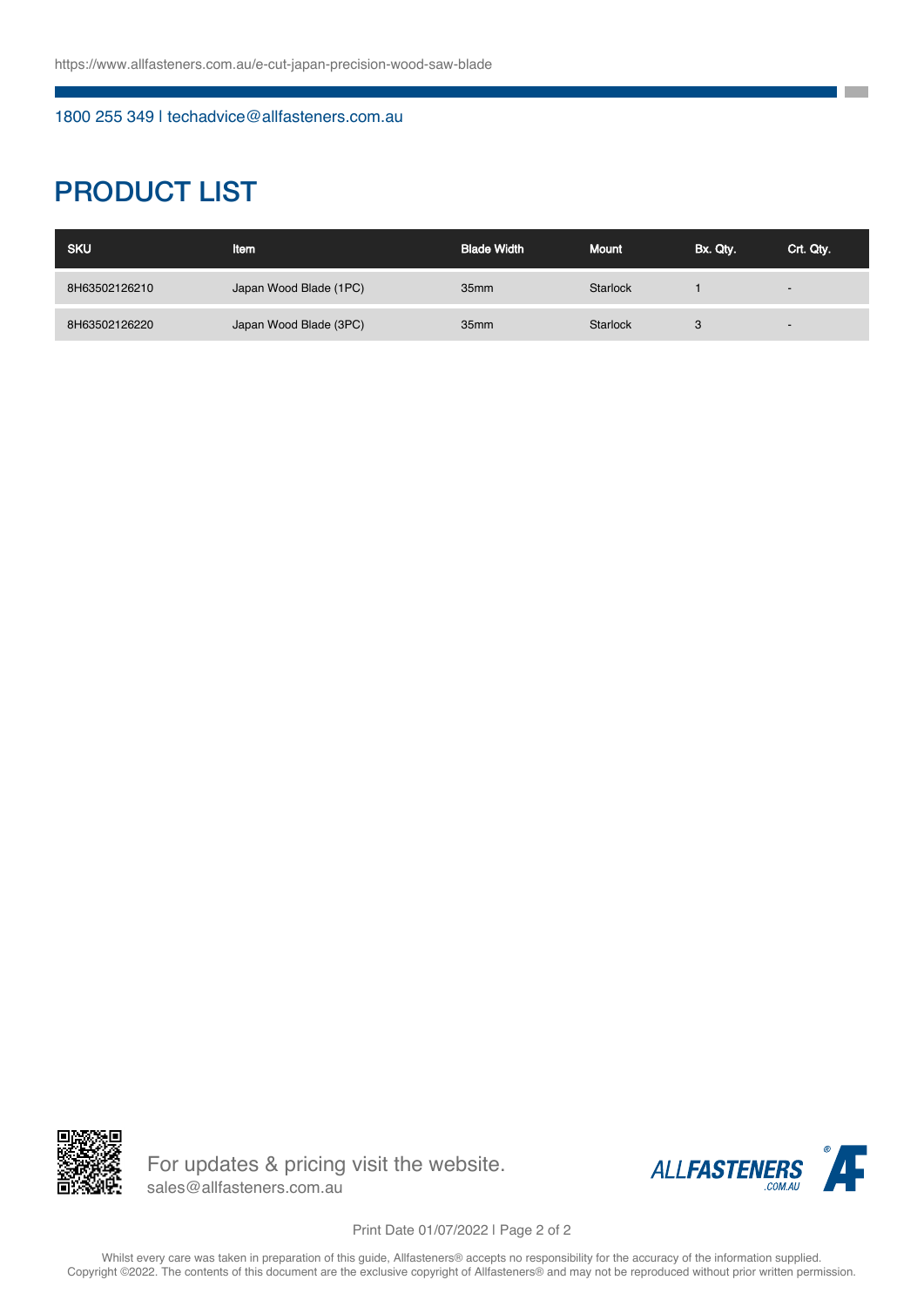https://www.allfasteners.com.au/e-cut-japan-precision-wood-saw-blade

1800 255 349 | techadvice@allfasteners.com.au

# PRODUCT LIST

| SKU | Item | Blade Width | Mount | Bx. Qty. | Crt. Qty. |
|---|---|---|---|---|---|
| 8H63502126210 | Japan Wood Blade (1PC) | 35mm | Starlock | 1 | - |
| 8H63502126220 | Japan Wood Blade (3PC) | 35mm | Starlock | 3 | - |

For updates & pricing visit the website.
sales@allfasteners.com.au

Print Date 01/07/2022

Whilst every care was taken in preparation of this guide, Allfasteners® accepts no responsibility for the accuracy of the information supplied. Copyright ©2022. The contents of this document are the exclusive copyright of Allfasteners® and may not be reproduced without prior written permission.